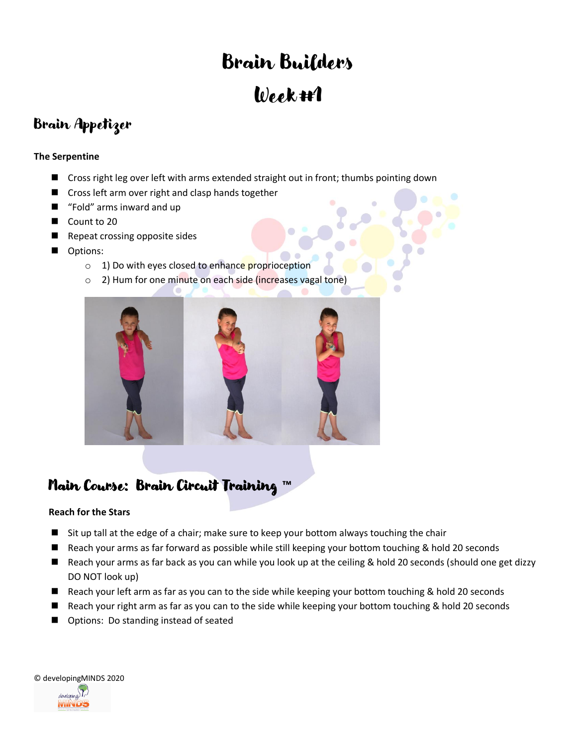# Brain Builders

# Week #1

## Brain Appetizer

**The Serpentine**

- Cross right leg over left with arms extended straight out in front; thumbs pointing down
- Cross left arm over right and clasp hands together
- "Fold" arms inward and up
- Count to 20
- Repeat crossing opposite sides
- Options:
  - 1) Do with eyes closed to enhance proprioception
  - 2) Hum for one minute on each side (increases vagal tone)

## Main Course: Brain Circuit Training ™

**Reach for the Stars**

- Sit up tall at the edge of a chair; make sure to keep your bottom always touching the chair
- Reach your arms as far forward as possible while still keeping your bottom touching & hold 20 seconds
- Reach your arms as far back as you can while you look up at the ceiling & hold 20 seconds (should one get dizzy DO NOT look up)
- Reach your left arm as far as you can to the side while keeping your bottom touching & hold 20 seconds
- Reach your right arm as far as you can to the side while keeping your bottom touching & hold 20 seconds
- Options: Do standing instead of seated

© developingMINDS 2020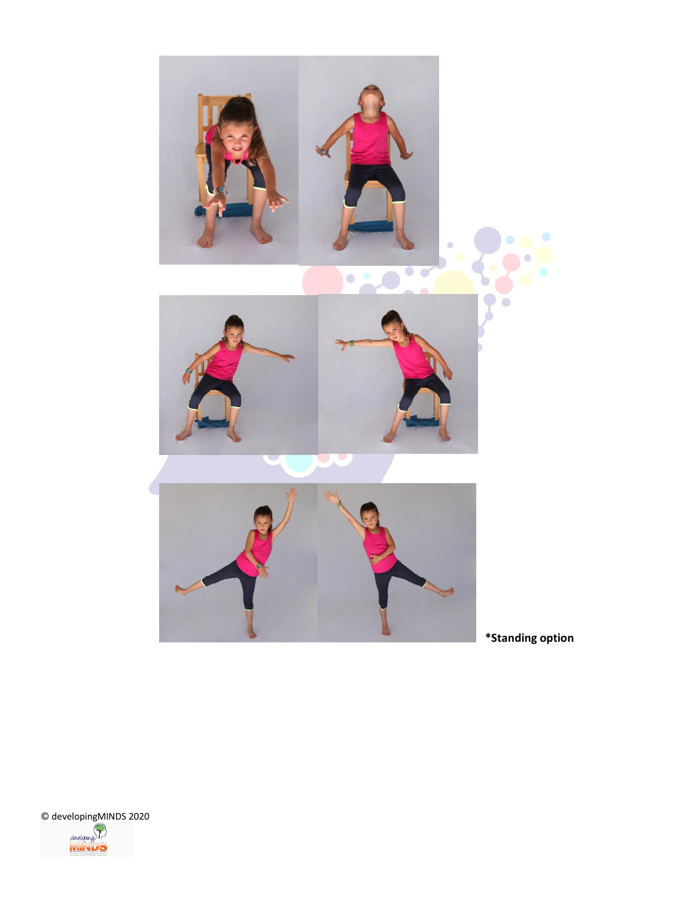*Standing option

© developingMINDS 2020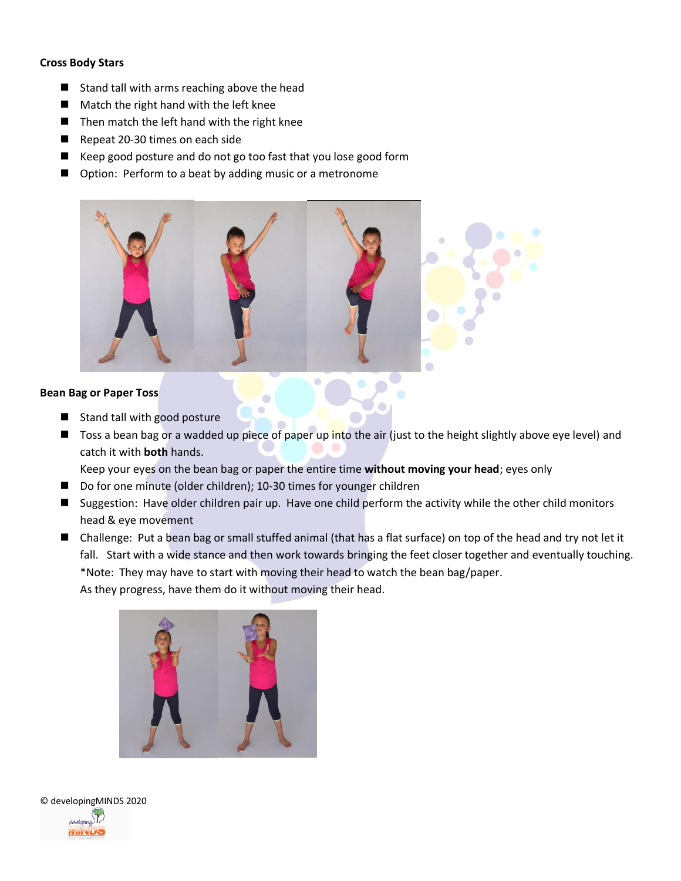### Cross Body Stars

- Stand tall with arms reaching above the head
- Match the right hand with the left knee
- Then match the left hand with the right knee
- Repeat 20-30 times on each side
- Keep good posture and do not go too fast that you lose good form
- Option: Perform to a beat by adding music or a metronome

### Bean Bag or Paper Toss

- Stand tall with good posture
- Toss a bean bag or a wadded up piece of paper up into the air (just to the height slightly above eye level) and catch it with **both** hands.

  Keep your eyes on the bean bag or paper the entire time **without moving your head**; eyes only
- Do for one minute (older children); 10-30 times for younger children
- Suggestion: Have older children pair up. Have one child perform the activity while the other child monitors head & eye movement
- Challenge: Put a bean bag or small stuffed animal (that has a flat surface) on top of the head and try not let it fall. Start with a wide stance and then work towards bringing the feet closer together and eventually touching.

  *Note: They may have to start with moving their head to watch the bean bag/paper.

  As they progress, have them do it without moving their head.

© developingMINDS 2020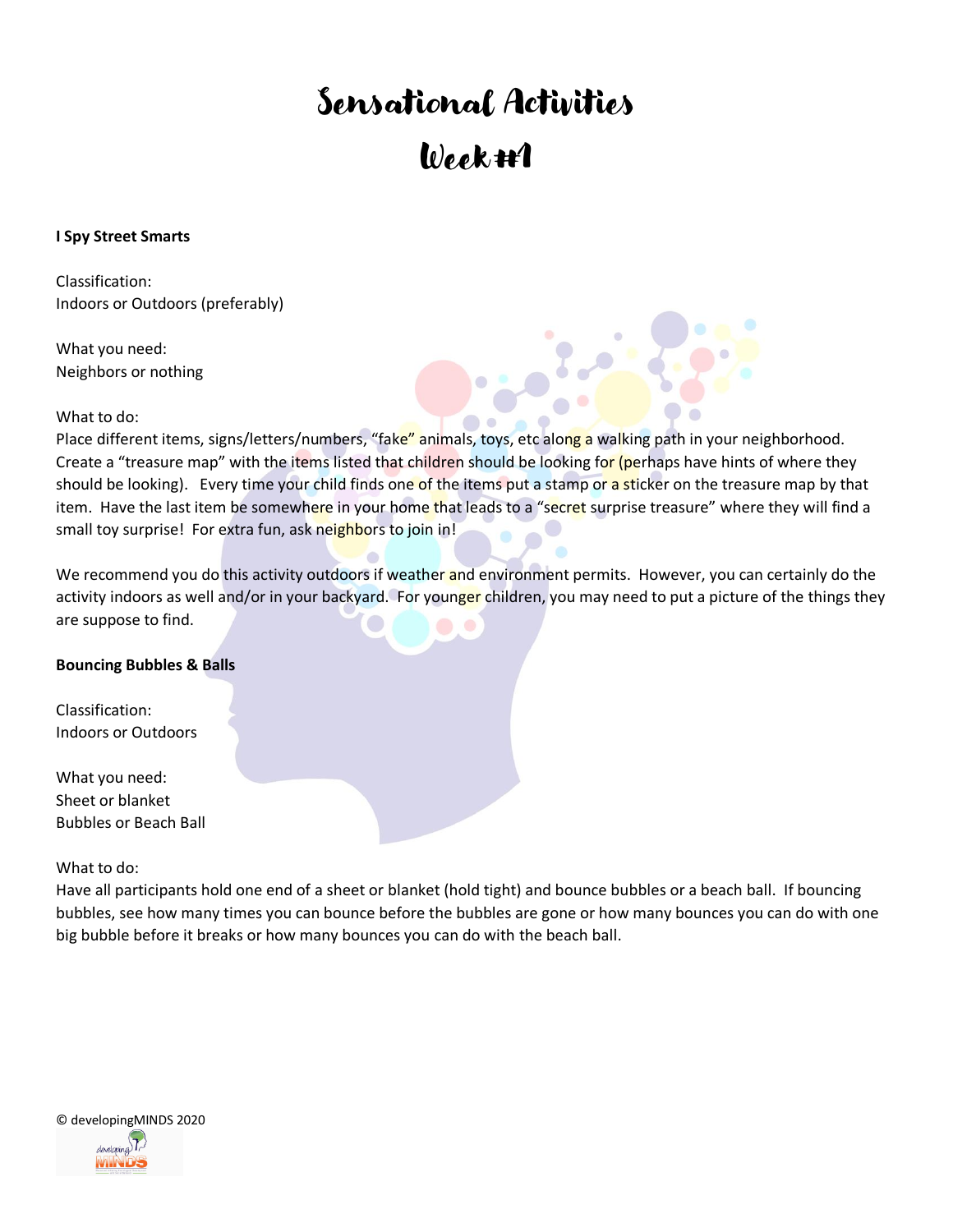# Sensational Activities

## Week #1

**I Spy Street Smarts**

Classification:
Indoors or Outdoors (preferably)

What you need:
Neighbors or nothing

What to do:
Place different items, signs/letters/numbers, "fake" animals, toys, etc along a walking path in your neighborhood. Create a "treasure map" with the items listed that children should be looking for (perhaps have hints of where they should be looking). Every time your child finds one of the items put a stamp or a sticker on the treasure map by that item. Have the last item be somewhere in your home that leads to a "secret surprise treasure" where they will find a small toy surprise! For extra fun, ask neighbors to join in!

We recommend you do this activity outdoors if weather and environment permits. However, you can certainly do the activity indoors as well and/or in your backyard. For younger children, you may need to put a picture of the things they are suppose to find.

**Bouncing Bubbles & Balls**

Classification:
Indoors or Outdoors

What you need:
Sheet or blanket
Bubbles or Beach Ball

What to do:
Have all participants hold one end of a sheet or blanket (hold tight) and bounce bubbles or a beach ball. If bouncing bubbles, see how many times you can bounce before the bubbles are gone or how many bounces you can do with one big bubble before it breaks or how many bounces you can do with the beach ball.

© developingMINDS 2020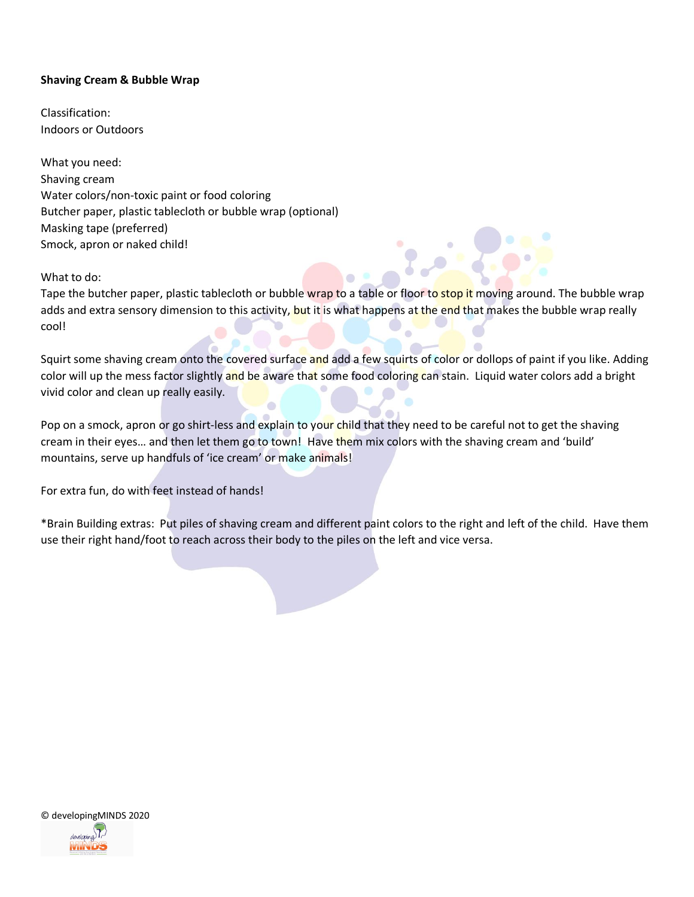**Shaving Cream & Bubble Wrap**

Classification:
Indoors or Outdoors

What you need:
Shaving cream
Water colors/non-toxic paint or food coloring
Butcher paper, plastic tablecloth or bubble wrap (optional)
Masking tape (preferred)
Smock, apron or naked child!

What to do:
Tape the butcher paper, plastic tablecloth or bubble wrap to a table or floor to stop it moving around. The bubble wrap adds and extra sensory dimension to this activity, but it is what happens at the end that makes the bubble wrap really cool!

Squirt some shaving cream onto the covered surface and add a few squirts of color or dollops of paint if you like. Adding color will up the mess factor slightly and be aware that some food coloring can stain. Liquid water colors add a bright vivid color and clean up really easily.

Pop on a smock, apron or go shirt-less and explain to your child that they need to be careful not to get the shaving cream in their eyes… and then let them go to town! Have them mix colors with the shaving cream and 'build' mountains, serve up handfuls of 'ice cream' or make animals!

For extra fun, do with feet instead of hands!

*Brain Building extras: Put piles of shaving cream and different paint colors to the right and left of the child. Have them use their right hand/foot to reach across their body to the piles on the left and vice versa.

© developingMINDS 2020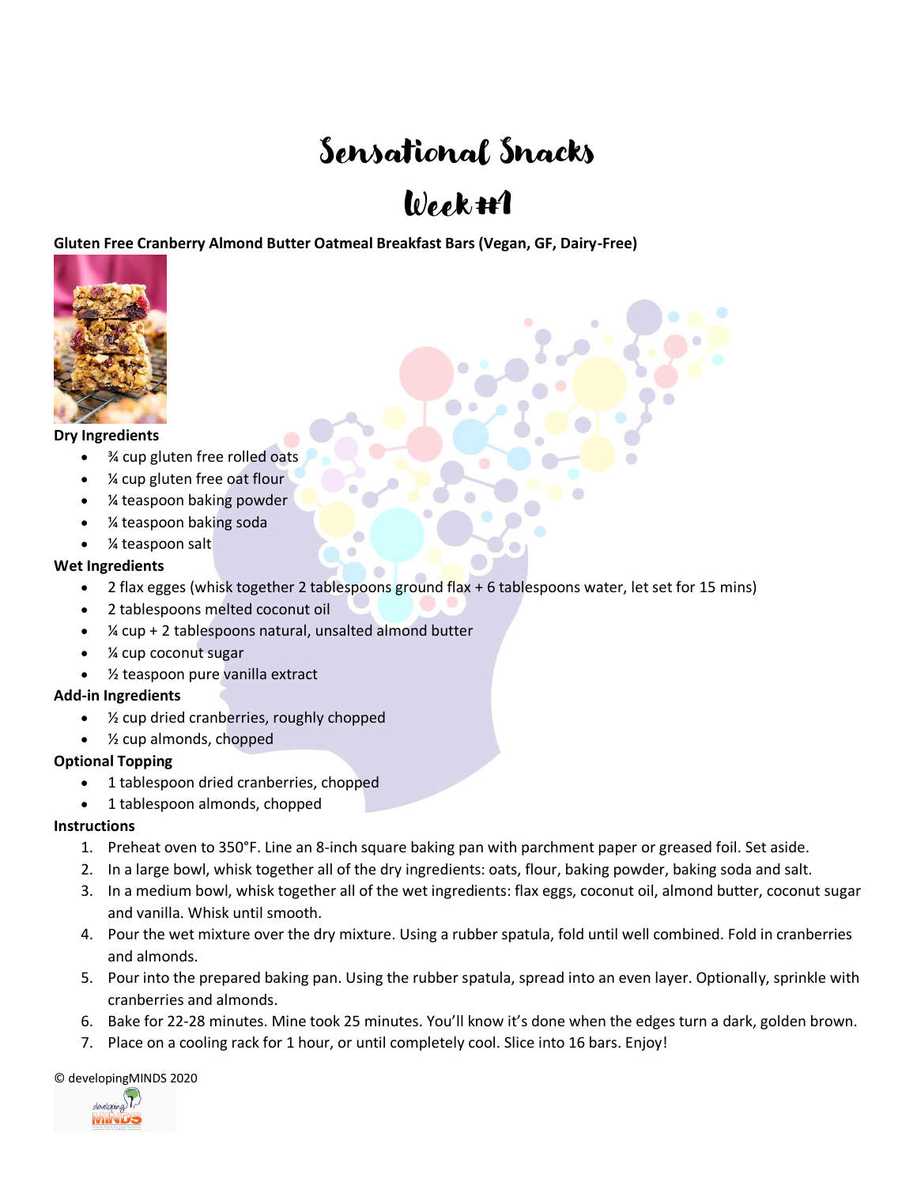# Sensational Snacks

## Week #1

**Gluten Free Cranberry Almond Butter Oatmeal Breakfast Bars (Vegan, GF, Dairy-Free)**

**Dry Ingredients**

- ¾ cup gluten free rolled oats
- ¼ cup gluten free oat flour
- ¼ teaspoon baking powder
- ¼ teaspoon baking soda
- ¼ teaspoon salt

**Wet Ingredients**

- 2 flax egges (whisk together 2 tablespoons ground flax + 6 tablespoons water, let set for 15 mins)
- 2 tablespoons melted coconut oil
- ¼ cup + 2 tablespoons natural, unsalted almond butter
- ¼ cup coconut sugar
- ½ teaspoon pure vanilla extract

**Add-in Ingredients**

- ½ cup dried cranberries, roughly chopped
- ½ cup almonds, chopped

**Optional Topping**

- 1 tablespoon dried cranberries, chopped
- 1 tablespoon almonds, chopped

**Instructions**

1. Preheat oven to 350°F. Line an 8-inch square baking pan with parchment paper or greased foil. Set aside.
2. In a large bowl, whisk together all of the dry ingredients: oats, flour, baking powder, baking soda and salt.
3. In a medium bowl, whisk together all of the wet ingredients: flax eggs, coconut oil, almond butter, coconut sugar and vanilla. Whisk until smooth.
4. Pour the wet mixture over the dry mixture. Using a rubber spatula, fold until well combined. Fold in cranberries and almonds.
5. Pour into the prepared baking pan. Using the rubber spatula, spread into an even layer. Optionally, sprinkle with cranberries and almonds.
6. Bake for 22-28 minutes. Mine took 25 minutes. You'll know it's done when the edges turn a dark, golden brown.
7. Place on a cooling rack for 1 hour, or until completely cool. Slice into 16 bars. Enjoy!

© developingMINDS 2020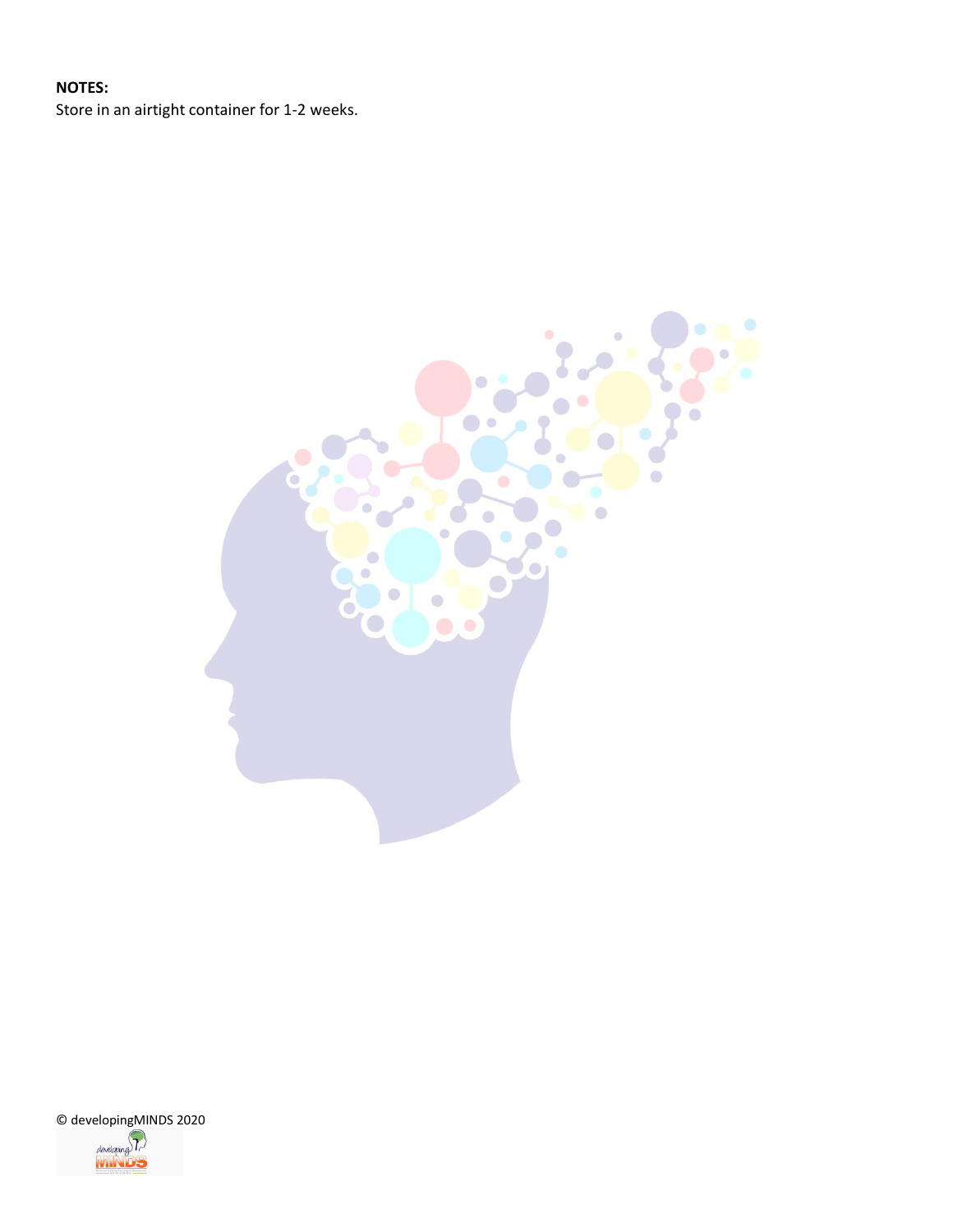**NOTES:**
Store in an airtight container for 1-2 weeks.

© developingMINDS 2020